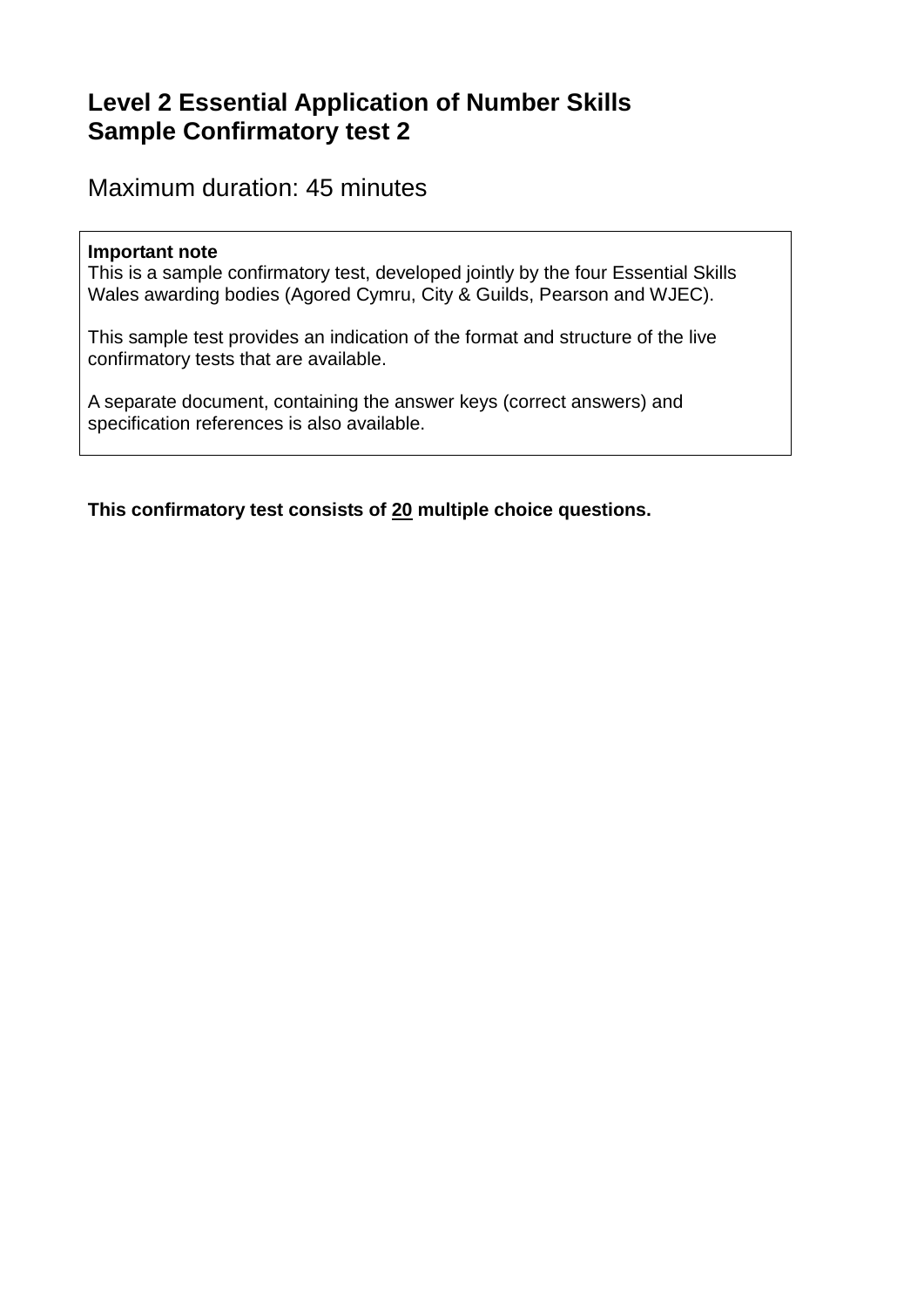# Level 2 Essential Application of Number Skills
# Sample Confirmatory test 2

Maximum duration: 45 minutes

**Important note**
This is a sample confirmatory test, developed jointly by the four Essential Skills Wales awarding bodies (Agored Cymru, City & Guilds, Pearson and WJEC).

This sample test provides an indication of the format and structure of the live confirmatory tests that are available.

A separate document, containing the answer keys (correct answers) and specification references is also available.

**This confirmatory test consists of <u>20</u> multiple choice questions.**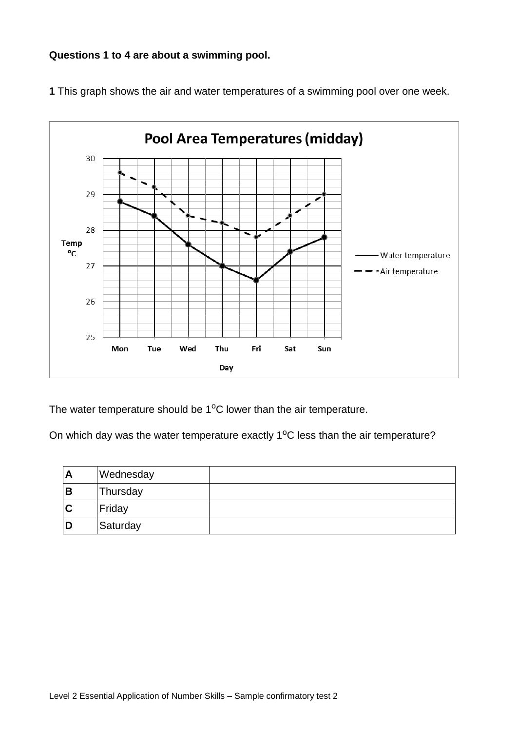**Questions 1 to 4 are about a swimming pool.**

**1** This graph shows the air and water temperatures of a swimming pool over one week.

The water temperature should be 1$^{o}$C lower than the air temperature.

On which day was the water temperature exactly 1$^{o}$C less than the air temperature?

| | | |
|---|---|---|
| **A** | Wednesday | |
| **B** | Thursday | |
| **C** | Friday | |
| **D** | Saturday | |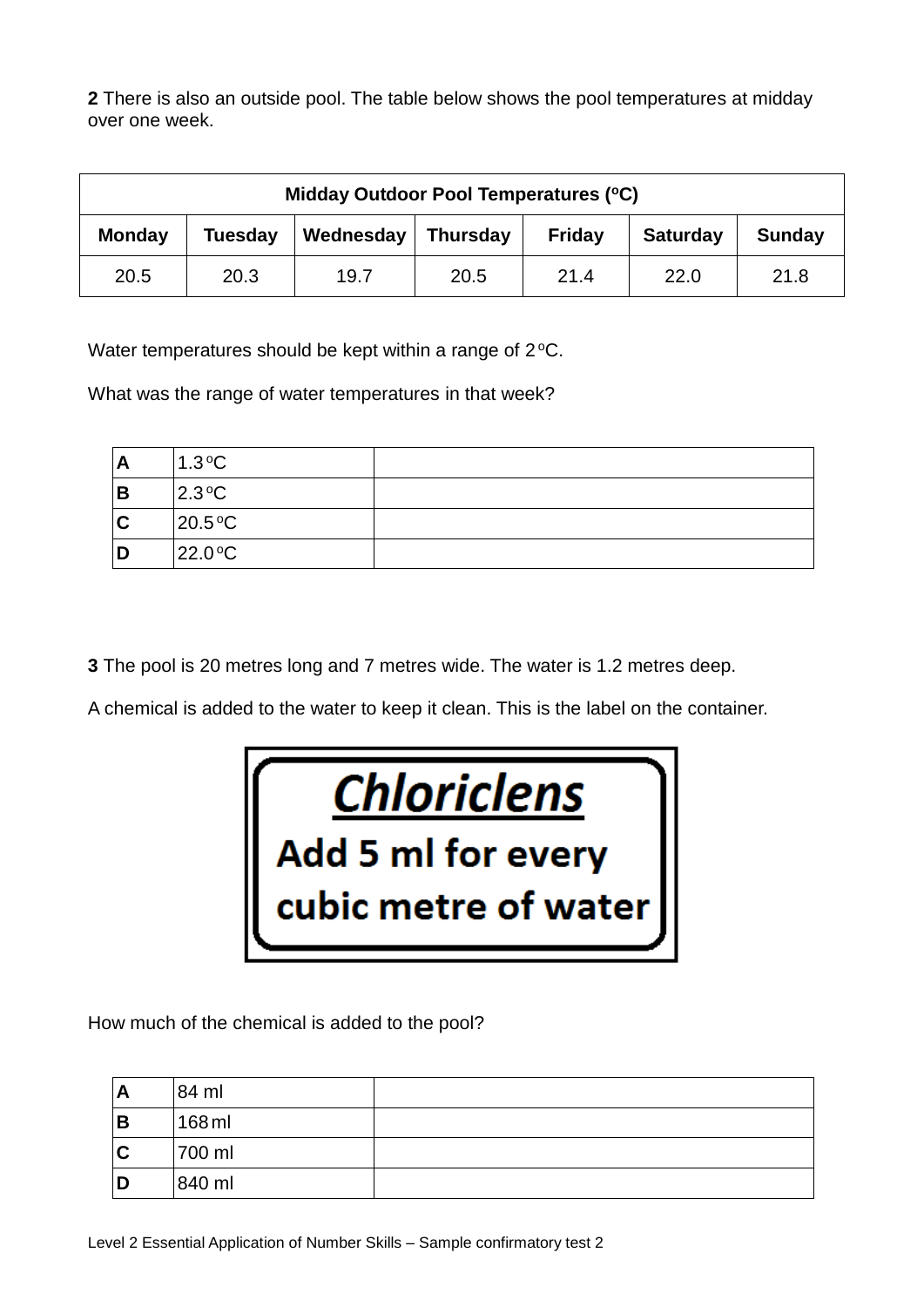**2** There is also an outside pool. The table below shows the pool temperatures at midday over one week.

| Midday Outdoor Pool Temperatures (°C) | | | | | | |
|---|---|---|---|---|---|---|
| **Monday** | **Tuesday** | **Wednesday** | **Thursday** | **Friday** | **Saturday** | **Sunday** |
| 20.5 | 20.3 | 19.7 | 20.5 | 21.4 | 22.0 | 21.8 |

Water temperatures should be kept within a range of 2 °C.

What was the range of water temperatures in that week?

| | | |
|---|---|---|
| **A** | 1.3 °C | |
| **B** | 2.3 °C | |
| **C** | 20.5 °C | |
| **D** | 22.0 °C | |

**3** The pool is 20 metres long and 7 metres wide. The water is 1.2 metres deep.

A chemical is added to the water to keep it clean. This is the label on the container.

**Chloriclens**

**Add 5 ml for every cubic metre of water**

How much of the chemical is added to the pool?

| | | |
|---|---|---|
| **A** | 84 ml | |
| **B** | 168 ml | |
| **C** | 700 ml | |
| **D** | 840 ml | |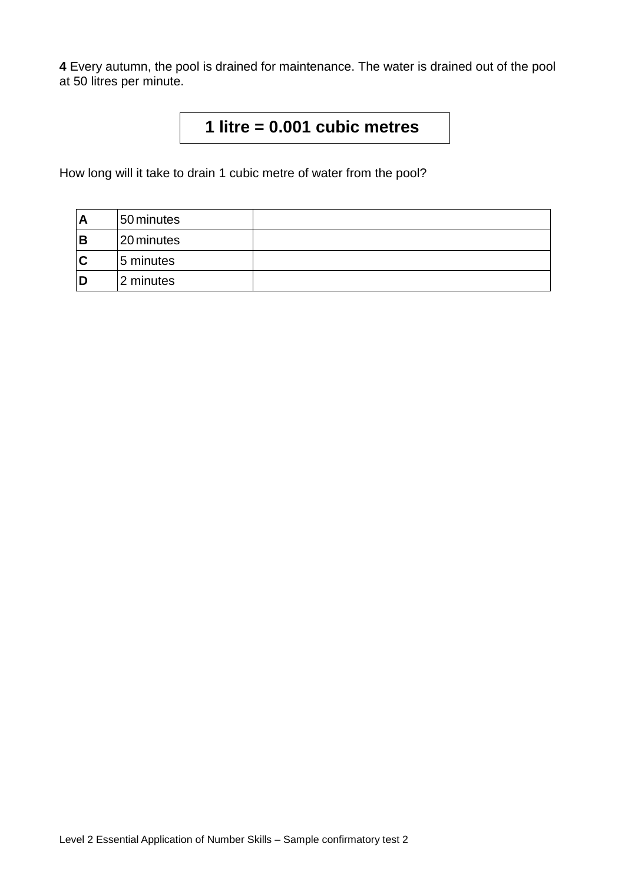**4** Every autumn, the pool is drained for maintenance. The water is drained out of the pool at 50 litres per minute.

**1 litre = 0.001 cubic metres**

How long will it take to drain 1 cubic metre of water from the pool?

| | | |
|---|---|---|
| **A** | 50 minutes | |
| **B** | 20 minutes | |
| **C** | 5 minutes | |
| **D** | 2 minutes | |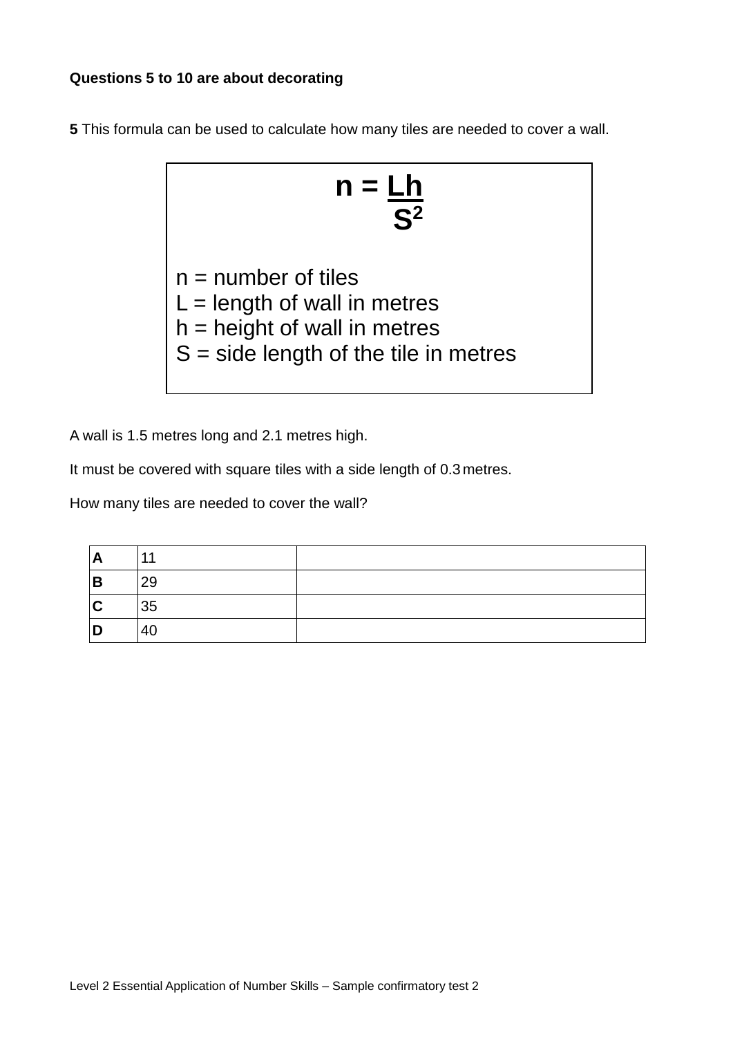**Questions 5 to 10 are about decorating**

**5** This formula can be used to calculate how many tiles are needed to cover a wall.

$$n = \frac{Lh}{S^2}$$

n = number of tiles
L = length of wall in metres
h = height of wall in metres
S = side length of the tile in metres

A wall is 1.5 metres long and 2.1 metres high.

It must be covered with square tiles with a side length of 0.3 metres.

How many tiles are needed to cover the wall?

| | | |
|---|---|---|
| **A** | 11 | |
| **B** | 29 | |
| **C** | 35 | |
| **D** | 40 | |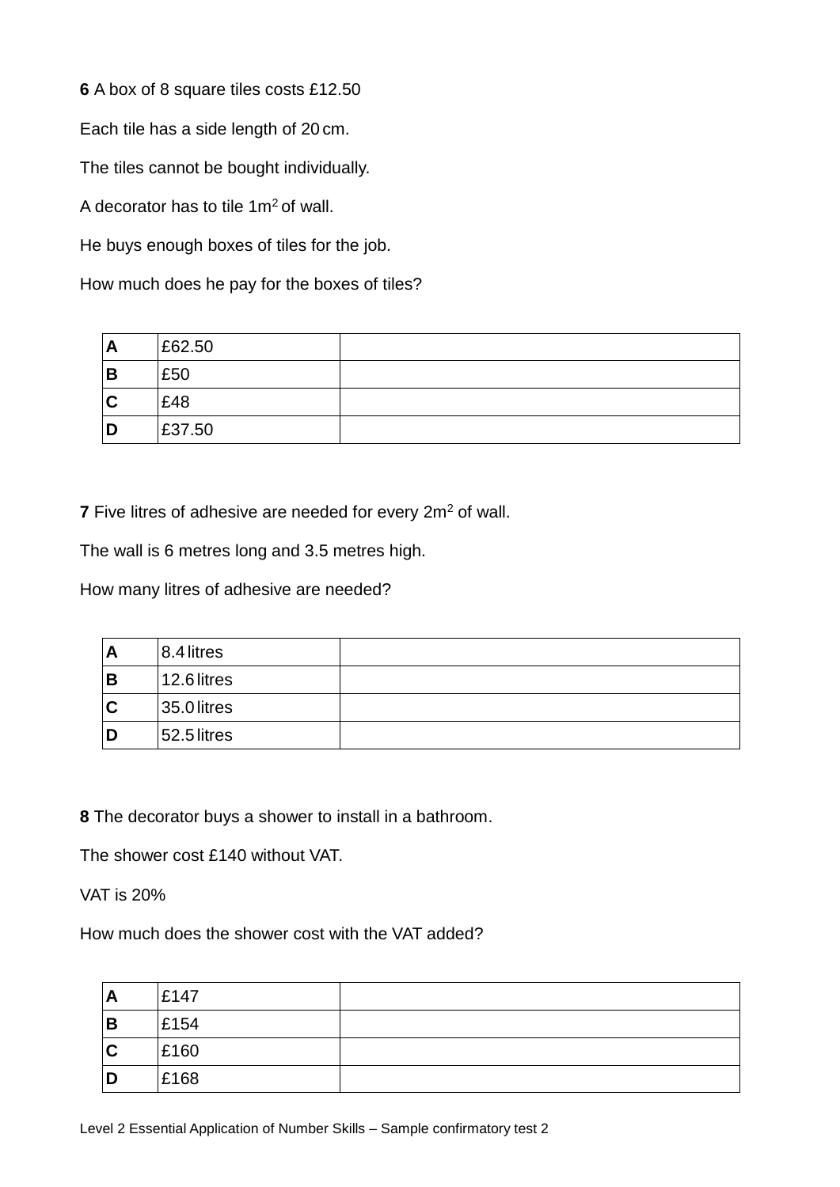**6** A box of 8 square tiles costs £12.50

Each tile has a side length of 20 cm.

The tiles cannot be bought individually.

A decorator has to tile $1m^2$ of wall.

He buys enough boxes of tiles for the job.

How much does he pay for the boxes of tiles?

| | | |
|---|---|---|
| **A** | £62.50 | |
| **B** | £50 | |
| **C** | £48 | |
| **D** | £37.50 | |

**7** Five litres of adhesive are needed for every $2m^2$ of wall.

The wall is 6 metres long and 3.5 metres high.

How many litres of adhesive are needed?

| | | |
|---|---|---|
| **A** | 8.4 litres | |
| **B** | 12.6 litres | |
| **C** | 35.0 litres | |
| **D** | 52.5 litres | |

**8** The decorator buys a shower to install in a bathroom.

The shower cost £140 without VAT.

VAT is 20%

How much does the shower cost with the VAT added?

| | | |
|---|---|---|
| **A** | £147 | |
| **B** | £154 | |
| **C** | £160 | |
| **D** | £168 | |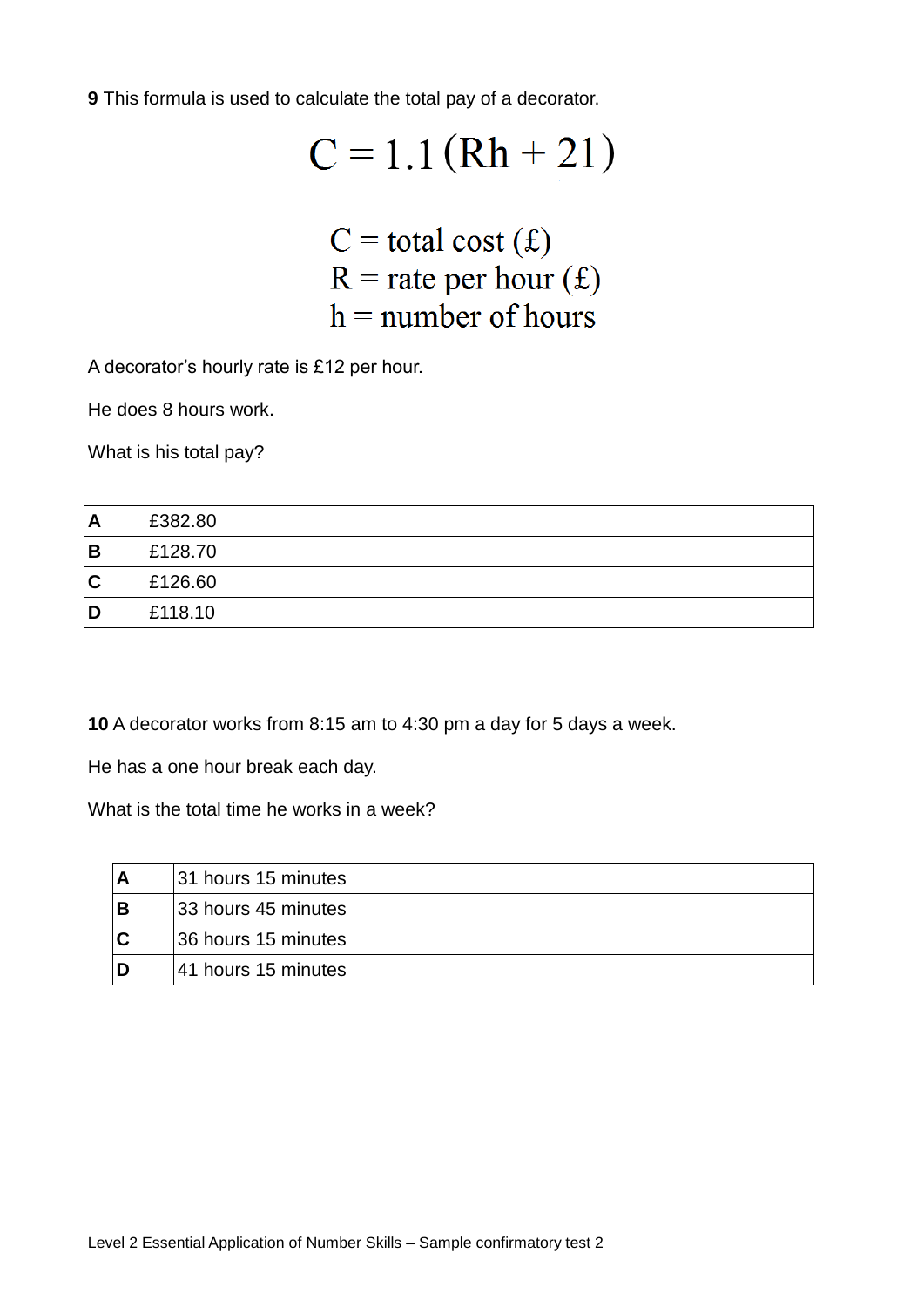**9** This formula is used to calculate the total pay of a decorator.

$$C = 1.1\,(Rh + 21)$$

$$\begin{aligned} C &= \text{total cost } (£) \\ R &= \text{rate per hour } (£) \\ h &= \text{number of hours} \end{aligned}$$

A decorator's hourly rate is £12 per hour.

He does 8 hours work.

What is his total pay?

| | | |
|---|---|---|
| **A** | £382.80 | |
| **B** | £128.70 | |
| **C** | £126.60 | |
| **D** | £118.10 | |

**10** A decorator works from 8:15 am to 4:30 pm a day for 5 days a week.

He has a one hour break each day.

What is the total time he works in a week?

| | | |
|---|---|---|
| **A** | 31 hours 15 minutes | |
| **B** | 33 hours 45 minutes | |
| **C** | 36 hours 15 minutes | |
| **D** | 41 hours 15 minutes | |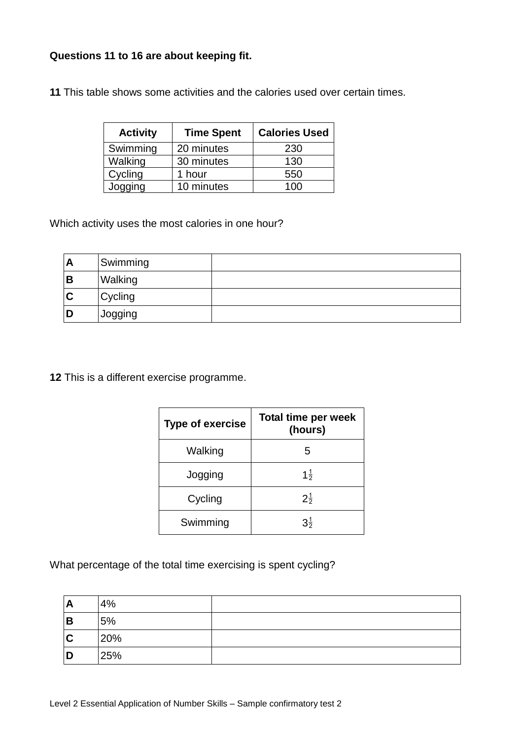**Questions 11 to 16 are about keeping fit.**

**11** This table shows some activities and the calories used over certain times.

| Activity | Time Spent | Calories Used |
|---|---|---|
| Swimming | 20 minutes | 230 |
| Walking | 30 minutes | 130 |
| Cycling | 1 hour | 550 |
| Jogging | 10 minutes | 100 |

Which activity uses the most calories in one hour?

| | | |
|---|---|---|
| **A** | Swimming | |
| **B** | Walking | |
| **C** | Cycling | |
| **D** | Jogging | |

**12** This is a different exercise programme.

| Type of exercise | Total time per week (hours) |
|---|---|
| Walking | 5 |
| Jogging | $1\frac{1}{2}$ |
| Cycling | $2\frac{1}{2}$ |
| Swimming | $3\frac{1}{2}$ |

What percentage of the total time exercising is spent cycling?

| | | |
|---|---|---|
| **A** | 4% | |
| **B** | 5% | |
| **C** | 20% | |
| **D** | 25% | |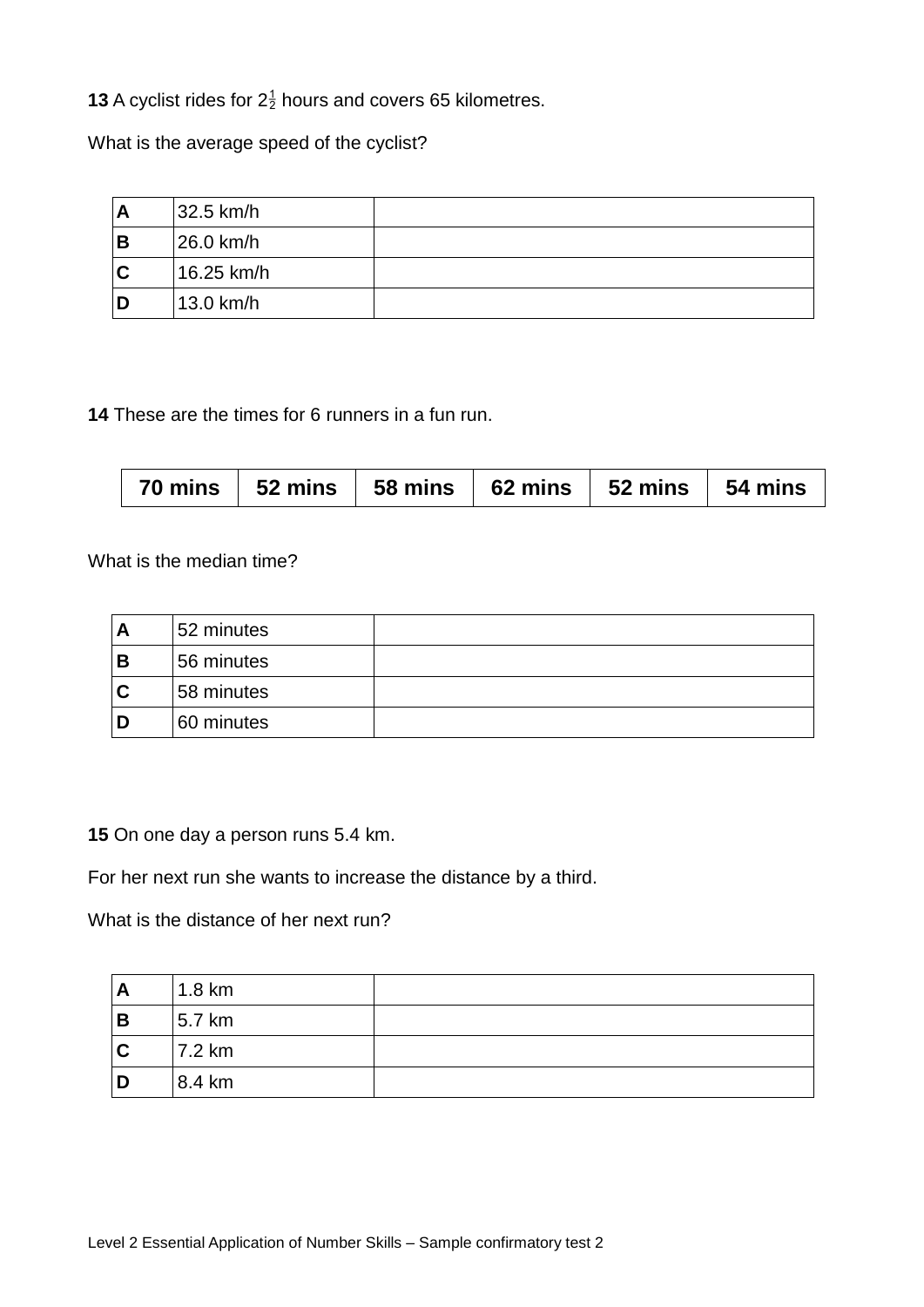**13** A cyclist rides for $2\frac{1}{2}$ hours and covers 65 kilometres.

What is the average speed of the cyclist?

| | | |
|---|---|---|
| **A** | 32.5 km/h | |
| **B** | 26.0 km/h | |
| **C** | 16.25 km/h | |
| **D** | 13.0 km/h | |

**14** These are the times for 6 runners in a fun run.

| **70 mins** | **52 mins** | **58 mins** | **62 mins** | **52 mins** | **54 mins** |
|---|---|---|---|---|---|

What is the median time?

| | | |
|---|---|---|
| **A** | 52 minutes | |
| **B** | 56 minutes | |
| **C** | 58 minutes | |
| **D** | 60 minutes | |

**15** On one day a person runs 5.4 km.

For her next run she wants to increase the distance by a third.

What is the distance of her next run?

| | | |
|---|---|---|
| **A** | 1.8 km | |
| **B** | 5.7 km | |
| **C** | 7.2 km | |
| **D** | 8.4 km | |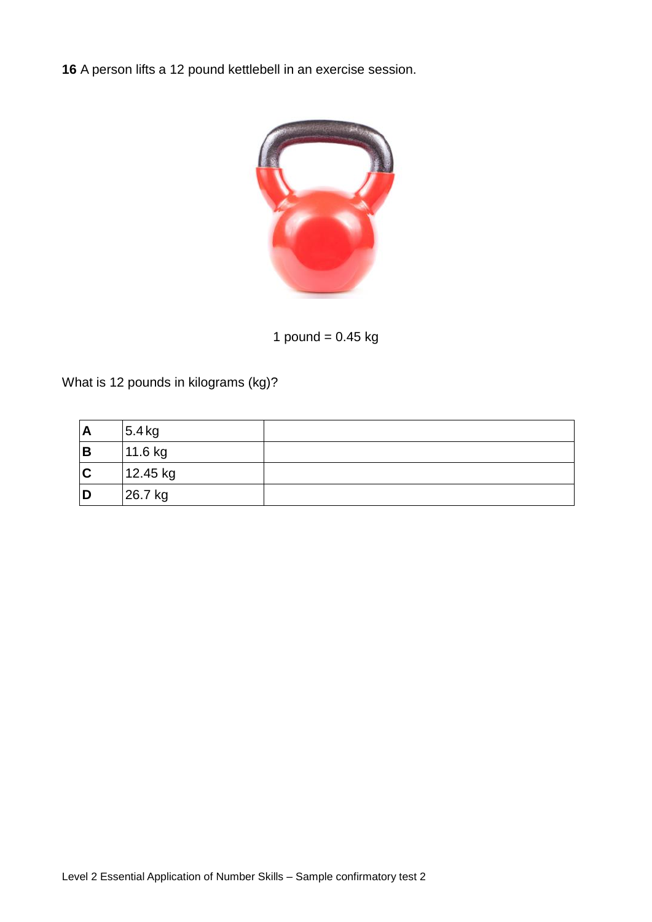**16** A person lifts a 12 pound kettlebell in an exercise session.

1 pound = 0.45 kg

What is 12 pounds in kilograms (kg)?

| | | |
|---|---|---|
| **A** | 5.4 kg | |
| **B** | 11.6 kg | |
| **C** | 12.45 kg | |
| **D** | 26.7 kg | |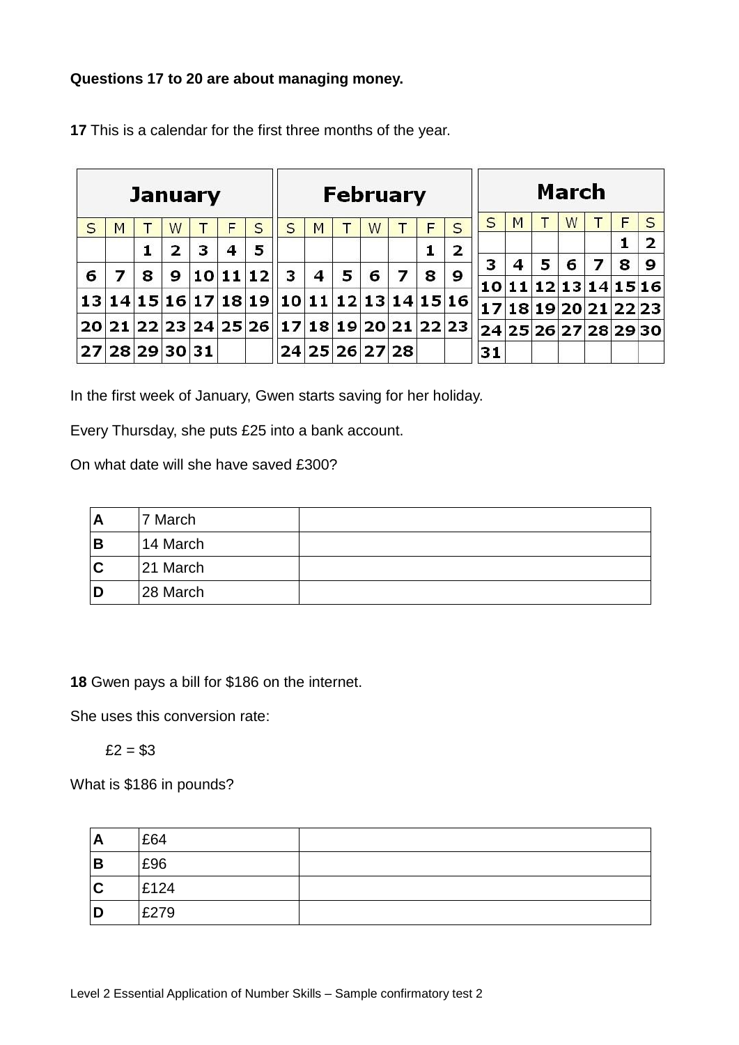**Questions 17 to 20 are about managing money.**

**17** This is a calendar for the first three months of the year.

| January | | | | | | |
|---|---|---|---|---|---|---|
| S | M | T | W | T | F | S |
| | | 1 | 2 | 3 | 4 | 5 |
| 6 | 7 | 8 | 9 | 10 | 11 | 12 |
| 13 | 14 | 15 | 16 | 17 | 18 | 19 |
| 20 | 21 | 22 | 23 | 24 | 25 | 26 |
| 27 | 28 | 29 | 30 | 31 | | |

| February | | | | | | |
|---|---|---|---|---|---|---|
| S | M | T | W | T | F | S |
| | | | | | 1 | 2 |
| 3 | 4 | 5 | 6 | 7 | 8 | 9 |
| 10 | 11 | 12 | 13 | 14 | 15 | 16 |
| 17 | 18 | 19 | 20 | 21 | 22 | 23 |
| 24 | 25 | 26 | 27 | 28 | | |

| March | | | | | | |
|---|---|---|---|---|---|---|
| S | M | T | W | T | F | S |
| | | | | | 1 | 2 |
| 3 | 4 | 5 | 6 | 7 | 8 | 9 |
| 10 | 11 | 12 | 13 | 14 | 15 | 16 |
| 17 | 18 | 19 | 20 | 21 | 22 | 23 |
| 24 | 25 | 26 | 27 | 28 | 29 | 30 |
| 31 | | | | | | |

In the first week of January, Gwen starts saving for her holiday.

Every Thursday, she puts £25 into a bank account.

On what date will she have saved £300?

| | | |
|---|---|---|
| **A** | 7 March | |
| **B** | 14 March | |
| **C** | 21 March | |
| **D** | 28 March | |

**18** Gwen pays a bill for $186 on the internet.

She uses this conversion rate:

£2 = $3

What is $186 in pounds?

| | | |
|---|---|---|
| **A** | £64 | |
| **B** | £96 | |
| **C** | £124 | |
| **D** | £279 | |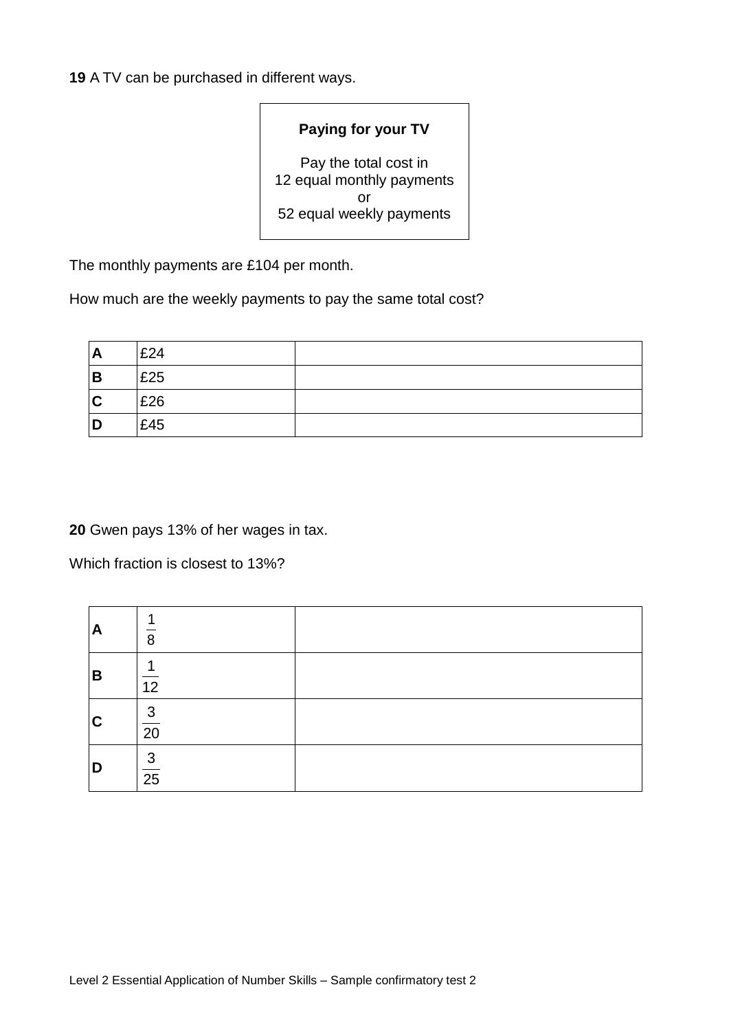**19** A TV can be purchased in different ways.

> **Paying for your TV**
>
> Pay the total cost in
> 12 equal monthly payments
> or
> 52 equal weekly payments

The monthly payments are £104 per month.

How much are the weekly payments to pay the same total cost?

| | | |
|---|---|---|
| **A** | £24 | |
| **B** | £25 | |
| **C** | £26 | |
| **D** | £45 | |

**20** Gwen pays 13% of her wages in tax.

Which fraction is closest to 13%?

| | | |
|---|---|---|
| **A** | $\frac{1}{8}$ | |
| **B** | $\frac{1}{12}$ | |
| **C** | $\frac{3}{20}$ | |
| **D** | $\frac{3}{25}$ | |